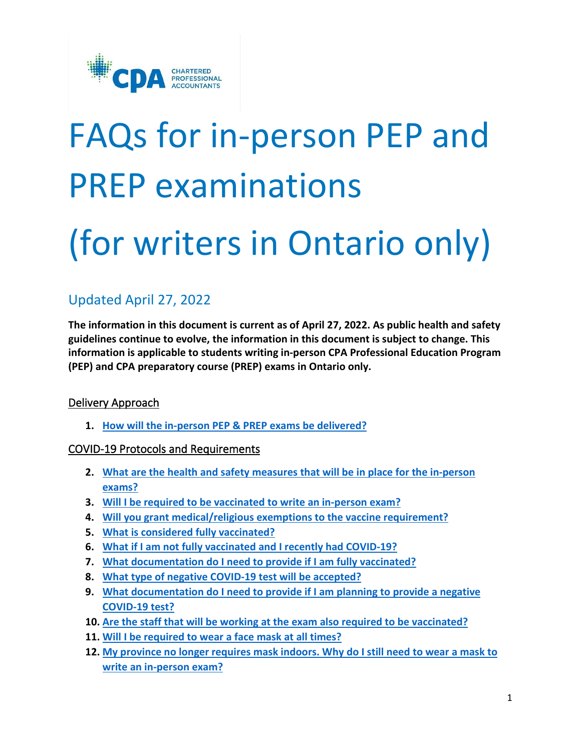# FAQs for in-person PEP and PREP examinations (for writers in Ontario only)

## Updated April 27, 2022

**The information in this document is current as of April 27, 2022. As public health and safety guidelines continue to evolve, the information in this document is subject to change. This information is applicable to students writing in-person CPA Professional Education Program (PEP) and CPA preparatory course (PREP) exams in Ontario only.**

### Delivery Approach

1. **How will the in-person PEP & PREP exams be delivered?**

### COVID-19 Protocols and Requirements

2. **What are the health and safety measures that will be in place for the in-person exams?**
3. **Will I be required to be vaccinated to write an in-person exam?**
4. **Will you grant medical/religious exemptions to the vaccine requirement?**
5. **What is considered fully vaccinated?**
6. **What if I am not fully vaccinated and I recently had COVID-19?**
7. **What documentation do I need to provide if I am fully vaccinated?**
8. **What type of negative COVID-19 test will be accepted?**
9. **What documentation do I need to provide if I am planning to provide a negative COVID-19 test?**
10. **Are the staff that will be working at the exam also required to be vaccinated?**
11. **Will I be required to wear a face mask at all times?**
12. **My province no longer requires mask indoors. Why do I still need to wear a mask to write an in-person exam?**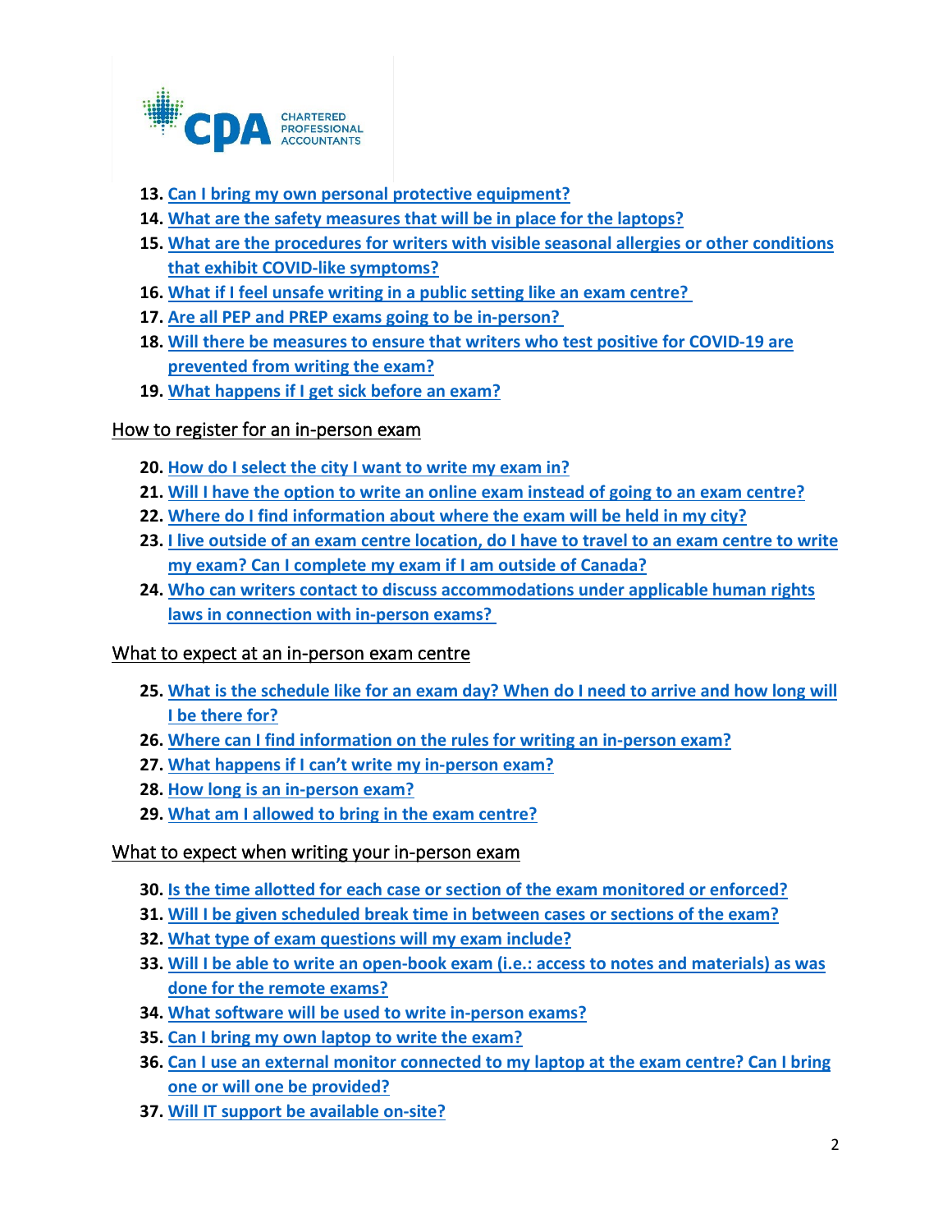13. **Can I bring my own personal protective equipment?**
14. **What are the safety measures that will be in place for the laptops?**
15. **What are the procedures for writers with visible seasonal allergies or other conditions that exhibit COVID-like symptoms?**
16. **What if I feel unsafe writing in a public setting like an exam centre?**
17. **Are all PEP and PREP exams going to be in-person?**
18. **Will there be measures to ensure that writers who test positive for COVID-19 are prevented from writing the exam?**
19. **What happens if I get sick before an exam?**

## How to register for an in-person exam

20. **How do I select the city I want to write my exam in?**
21. **Will I have the option to write an online exam instead of going to an exam centre?**
22. **Where do I find information about where the exam will be held in my city?**
23. **I live outside of an exam centre location, do I have to travel to an exam centre to write my exam? Can I complete my exam if I am outside of Canada?**
24. **Who can writers contact to discuss accommodations under applicable human rights laws in connection with in-person exams?**

## What to expect at an in-person exam centre

25. **What is the schedule like for an exam day? When do I need to arrive and how long will I be there for?**
26. **Where can I find information on the rules for writing an in-person exam?**
27. **What happens if I can't write my in-person exam?**
28. **How long is an in-person exam?**
29. **What am I allowed to bring in the exam centre?**

## What to expect when writing your in-person exam

30. **Is the time allotted for each case or section of the exam monitored or enforced?**
31. **Will I be given scheduled break time in between cases or sections of the exam?**
32. **What type of exam questions will my exam include?**
33. **Will I be able to write an open-book exam (i.e.: access to notes and materials) as was done for the remote exams?**
34. **What software will be used to write in-person exams?**
35. **Can I bring my own laptop to write the exam?**
36. **Can I use an external monitor connected to my laptop at the exam centre? Can I bring one or will one be provided?**
37. **Will IT support be available on-site?**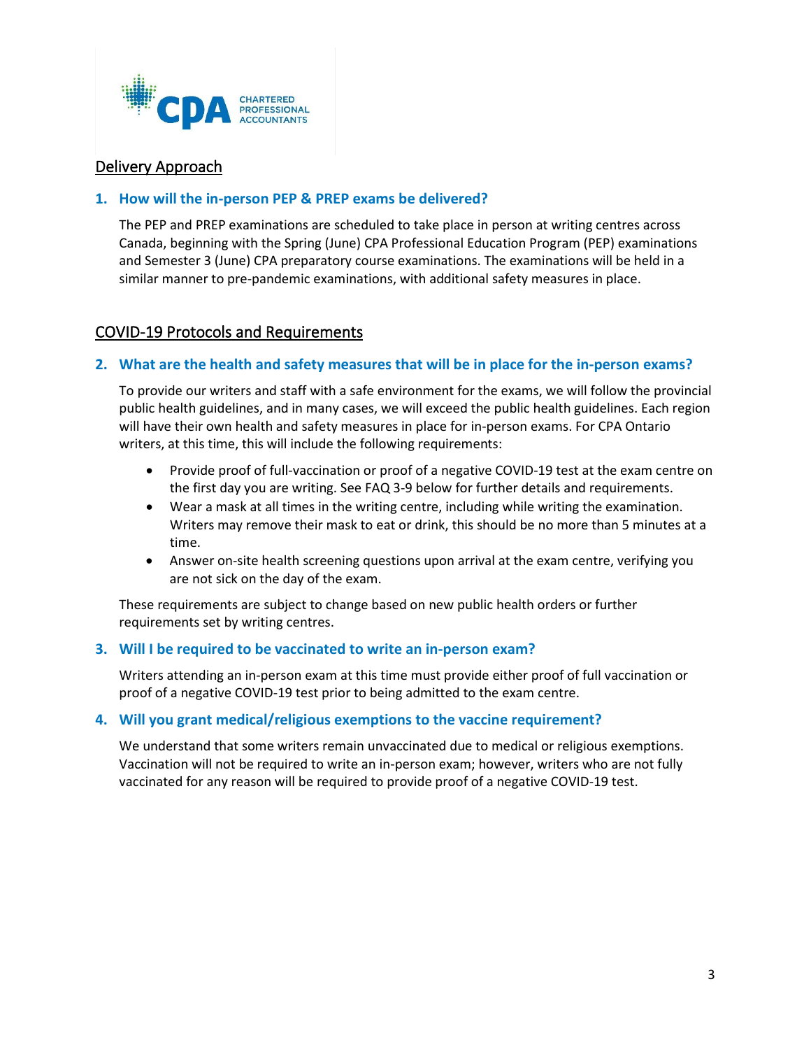## Delivery Approach

### 1. How will the in-person PEP & PREP exams be delivered?

The PEP and PREP examinations are scheduled to take place in person at writing centres across Canada, beginning with the Spring (June) CPA Professional Education Program (PEP) examinations and Semester 3 (June) CPA preparatory course examinations. The examinations will be held in a similar manner to pre-pandemic examinations, with additional safety measures in place.

## COVID-19 Protocols and Requirements

### 2. What are the health and safety measures that will be in place for the in-person exams?

To provide our writers and staff with a safe environment for the exams, we will follow the provincial public health guidelines, and in many cases, we will exceed the public health guidelines. Each region will have their own health and safety measures in place for in-person exams. For CPA Ontario writers, at this time, this will include the following requirements:

- Provide proof of full-vaccination or proof of a negative COVID-19 test at the exam centre on the first day you are writing. See FAQ 3-9 below for further details and requirements.
- Wear a mask at all times in the writing centre, including while writing the examination. Writers may remove their mask to eat or drink, this should be no more than 5 minutes at a time.
- Answer on-site health screening questions upon arrival at the exam centre, verifying you are not sick on the day of the exam.

These requirements are subject to change based on new public health orders or further requirements set by writing centres.

### 3. Will I be required to be vaccinated to write an in-person exam?

Writers attending an in-person exam at this time must provide either proof of full vaccination or proof of a negative COVID-19 test prior to being admitted to the exam centre.

### 4. Will you grant medical/religious exemptions to the vaccine requirement?

We understand that some writers remain unvaccinated due to medical or religious exemptions. Vaccination will not be required to write an in-person exam; however, writers who are not fully vaccinated for any reason will be required to provide proof of a negative COVID-19 test.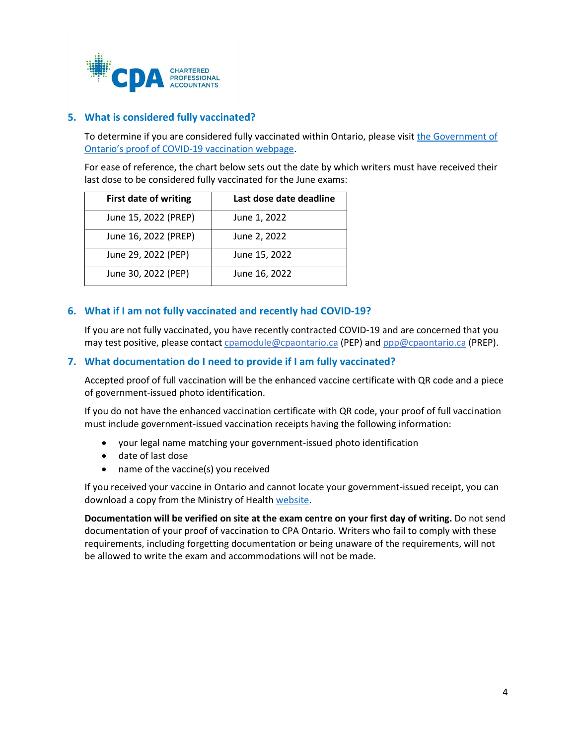## 5. What is considered fully vaccinated?

To determine if you are considered fully vaccinated within Ontario, please visit [the Government of Ontario's proof of COVID-19 vaccination webpage](the Government of Ontario's proof of COVID-19 vaccination webpage).

For ease of reference, the chart below sets out the date by which writers must have received their last dose to be considered fully vaccinated for the June exams:

| First date of writing | Last dose date deadline |
| --- | --- |
| June 15, 2022 (PREP) | June 1, 2022 |
| June 16, 2022 (PREP) | June 2, 2022 |
| June 29, 2022 (PEP) | June 15, 2022 |
| June 30, 2022 (PEP) | June 16, 2022 |

## 6. What if I am not fully vaccinated and recently had COVID-19?

If you are not fully vaccinated, you have recently contracted COVID-19 and are concerned that you may test positive, please contact cpamodule@cpaontario.ca (PEP) and ppp@cpaontario.ca (PREP).

## 7. What documentation do I need to provide if I am fully vaccinated?

Accepted proof of full vaccination will be the enhanced vaccine certificate with QR code and a piece of government-issued photo identification.

If you do not have the enhanced vaccination certificate with QR code, your proof of full vaccination must include government-issued vaccination receipts having the following information:

- your legal name matching your government-issued photo identification
- date of last dose
- name of the vaccine(s) you received

If you received your vaccine in Ontario and cannot locate your government-issued receipt, you can download a copy from the Ministry of Health website.

**Documentation will be verified on site at the exam centre on your first day of writing.** Do not send documentation of your proof of vaccination to CPA Ontario. Writers who fail to comply with these requirements, including forgetting documentation or being unaware of the requirements, will not be allowed to write the exam and accommodations will not be made.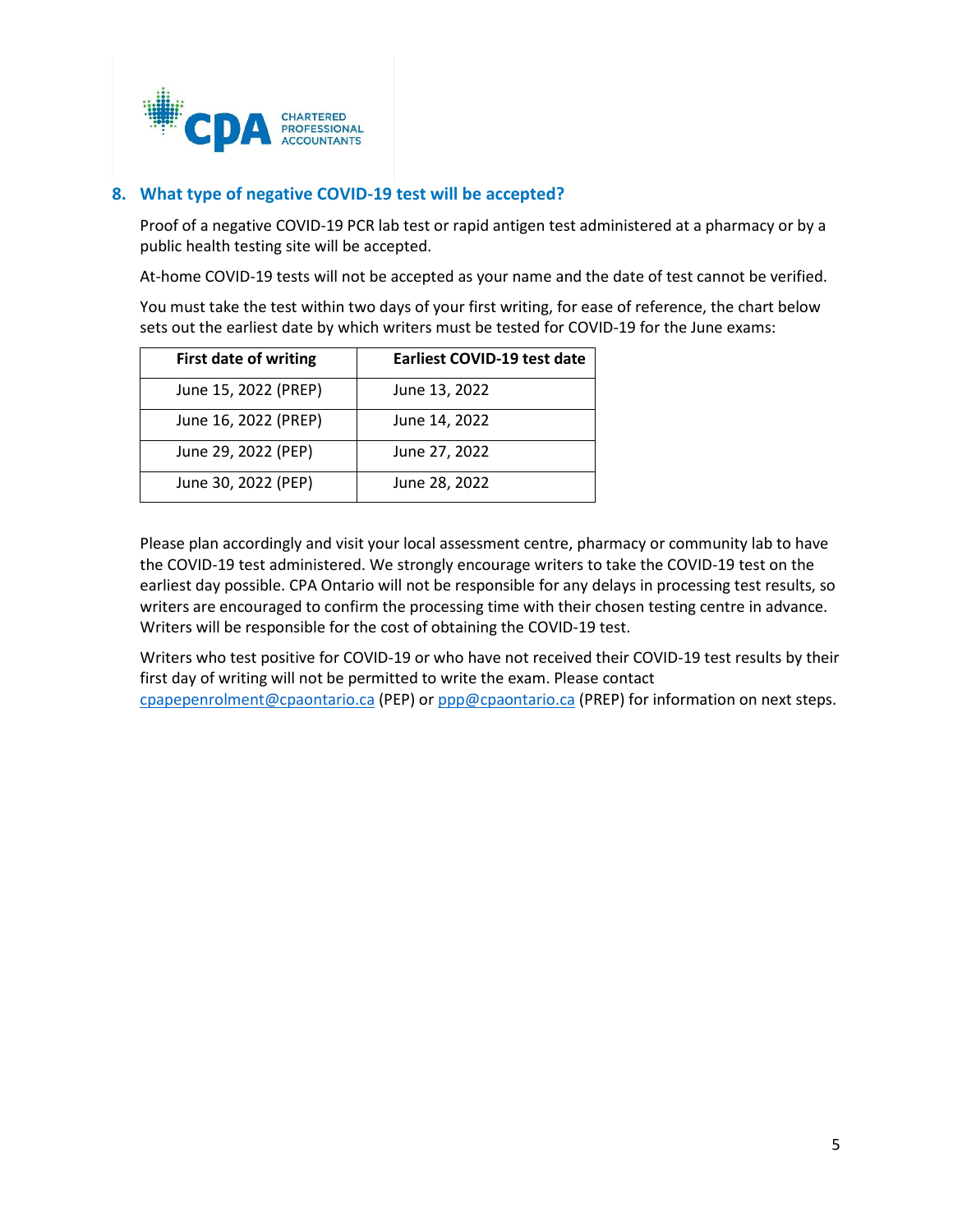## 8. What type of negative COVID-19 test will be accepted?

Proof of a negative COVID-19 PCR lab test or rapid antigen test administered at a pharmacy or by a public health testing site will be accepted.

At-home COVID-19 tests will not be accepted as your name and the date of test cannot be verified.

You must take the test within two days of your first writing, for ease of reference, the chart below sets out the earliest date by which writers must be tested for COVID-19 for the June exams:

| First date of writing | Earliest COVID-19 test date |
|---|---|
| June 15, 2022 (PREP) | June 13, 2022 |
| June 16, 2022 (PREP) | June 14, 2022 |
| June 29, 2022 (PEP) | June 27, 2022 |
| June 30, 2022 (PEP) | June 28, 2022 |

Please plan accordingly and visit your local assessment centre, pharmacy or community lab to have the COVID-19 test administered. We strongly encourage writers to take the COVID-19 test on the earliest day possible. CPA Ontario will not be responsible for any delays in processing test results, so writers are encouraged to confirm the processing time with their chosen testing centre in advance. Writers will be responsible for the cost of obtaining the COVID-19 test.

Writers who test positive for COVID-19 or who have not received their COVID-19 test results by their first day of writing will not be permitted to write the exam. Please contact cpapepenrolment@cpaontario.ca (PEP) or ppp@cpaontario.ca (PREP) for information on next steps.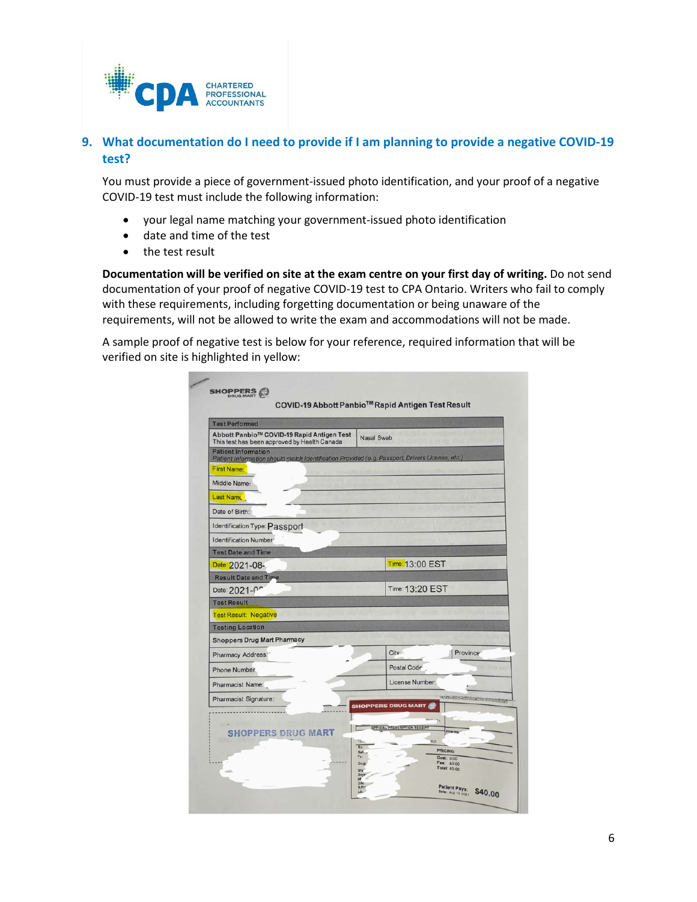## 9. What documentation do I need to provide if I am planning to provide a negative COVID-19 test?

You must provide a piece of government-issued photo identification, and your proof of a negative COVID-19 test must include the following information:

- your legal name matching your government-issued photo identification
- date and time of the test
- the test result

**Documentation will be verified on site at the exam centre on your first day of writing.** Do not send documentation of your proof of negative COVID-19 test to CPA Ontario. Writers who fail to comply with these requirements, including forgetting documentation or being unaware of the requirements, will not be allowed to write the exam and accommodations will not be made.

A sample proof of negative test is below for your reference, required information that will be verified on site is highlighted in yellow:

SHOPPERS DRUG MART

COVID-19 Abbott Panbio™ Rapid Antigen Test Result

| Test Performed | |
|---|---|
| Abbott Panbio™ COVID-19 Rapid Antigen Test<br>This test has been approved by Health Canada | Nasal Swab |
| Patient Information<br>*Patient information should match Identification Provided (e.g. Passport, Drivers License, etc.)* | |
| First Name: | |
| Middle Name: | |
| Last Name: | |
| Date of Birth: | |
| Identification Type: Passport | |
| Identification Number: | |
| Test Date and Time | |
| Date: 2021-08- | Time: 13:00 EST |
| Result Date and Time | |
| Date: 2021-0 | Time: 13:20 EST |
| Test Result | |
| Test Result: Negative | |
| Testing Location | |
| Shoppers Drug Mart Pharmacy | |
| Pharmacy Address: | City: Province: |
| Phone Number: | Postal Code: |
| Pharmacist Name: | License Number: |
| Pharmacist Signature: | |

SHOPPERS DRUG MART

OFFICIAL PRESCRIPTION RECEIPT

PRICING:
Cost: 0.00
Fee: 40.00
Total: 40.00

Patient Pays: $40.00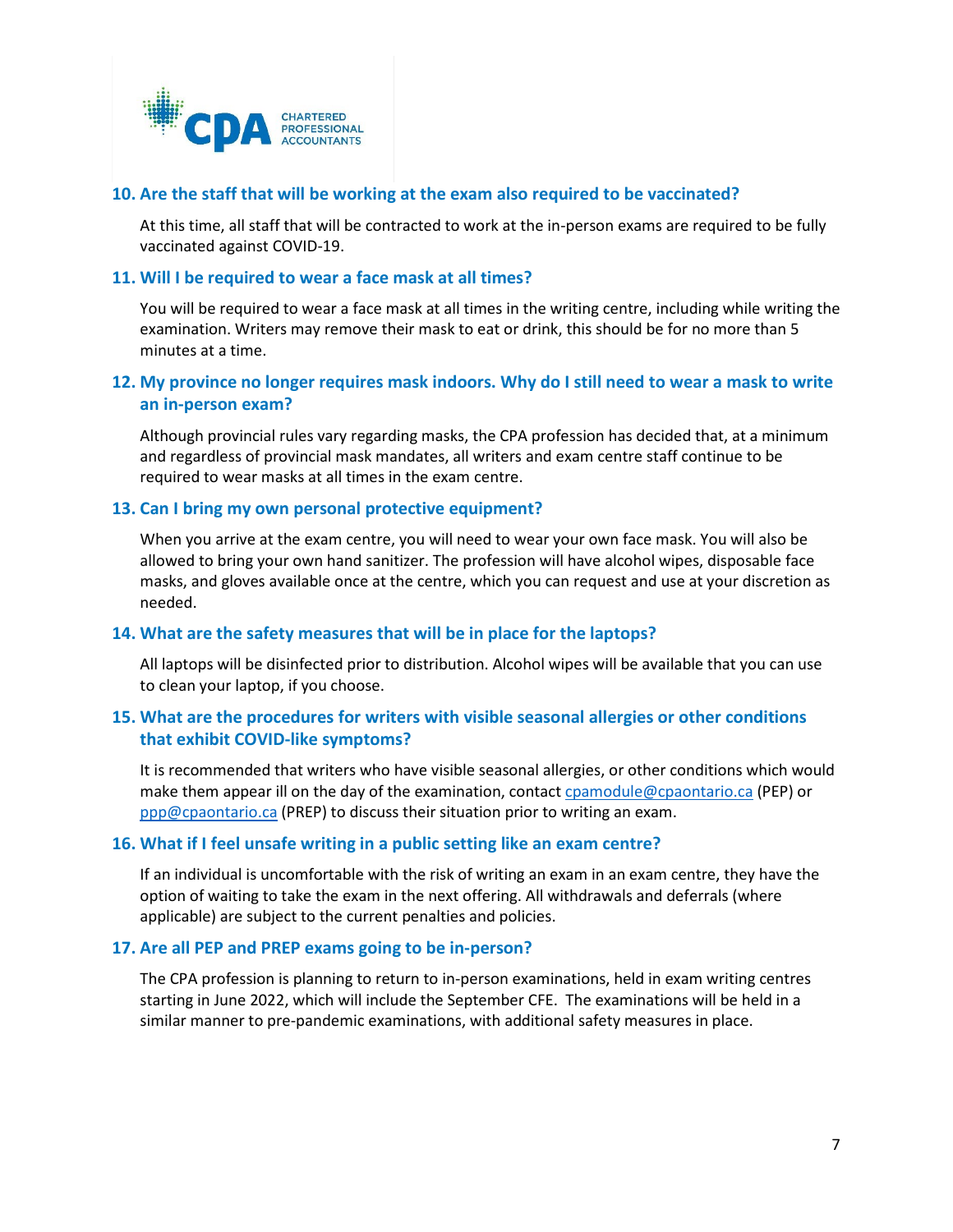## 10. Are the staff that will be working at the exam also required to be vaccinated?

At this time, all staff that will be contracted to work at the in-person exams are required to be fully vaccinated against COVID-19.

## 11. Will I be required to wear a face mask at all times?

You will be required to wear a face mask at all times in the writing centre, including while writing the examination. Writers may remove their mask to eat or drink, this should be for no more than 5 minutes at a time.

## 12. My province no longer requires mask indoors. Why do I still need to wear a mask to write an in-person exam?

Although provincial rules vary regarding masks, the CPA profession has decided that, at a minimum and regardless of provincial mask mandates, all writers and exam centre staff continue to be required to wear masks at all times in the exam centre.

## 13. Can I bring my own personal protective equipment?

When you arrive at the exam centre, you will need to wear your own face mask. You will also be allowed to bring your own hand sanitizer. The profession will have alcohol wipes, disposable face masks, and gloves available once at the centre, which you can request and use at your discretion as needed.

## 14. What are the safety measures that will be in place for the laptops?

All laptops will be disinfected prior to distribution. Alcohol wipes will be available that you can use to clean your laptop, if you choose.

## 15. What are the procedures for writers with visible seasonal allergies or other conditions that exhibit COVID-like symptoms?

It is recommended that writers who have visible seasonal allergies, or other conditions which would make them appear ill on the day of the examination, contact cpamodule@cpaontario.ca (PEP) or ppp@cpaontario.ca (PREP) to discuss their situation prior to writing an exam.

## 16. What if I feel unsafe writing in a public setting like an exam centre?

If an individual is uncomfortable with the risk of writing an exam in an exam centre, they have the option of waiting to take the exam in the next offering. All withdrawals and deferrals (where applicable) are subject to the current penalties and policies.

## 17. Are all PEP and PREP exams going to be in-person?

The CPA profession is planning to return to in-person examinations, held in exam writing centres starting in June 2022, which will include the September CFE. The examinations will be held in a similar manner to pre-pandemic examinations, with additional safety measures in place.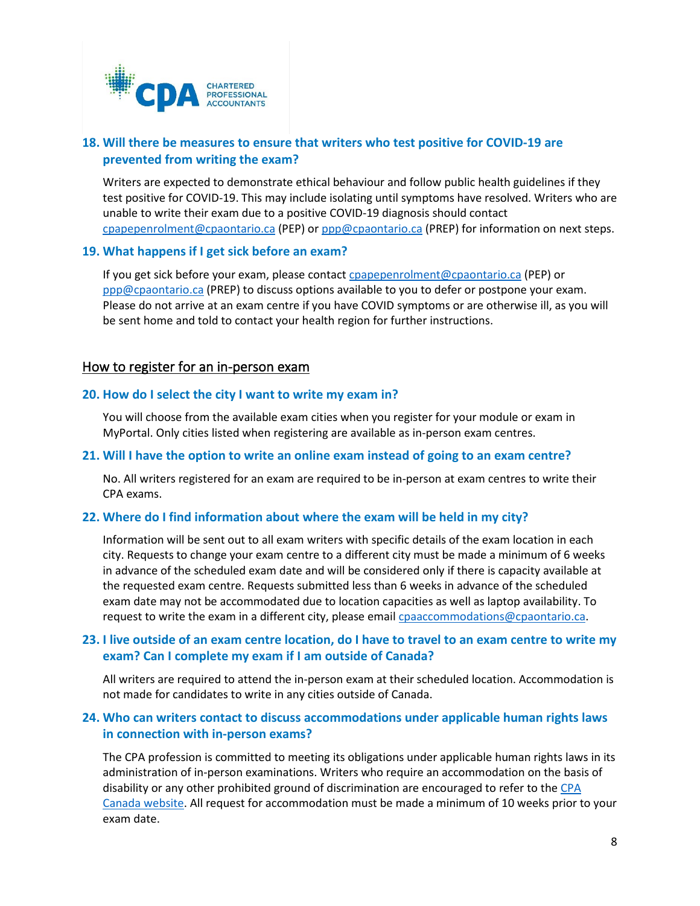### 18. Will there be measures to ensure that writers who test positive for COVID-19 are prevented from writing the exam?

Writers are expected to demonstrate ethical behaviour and follow public health guidelines if they test positive for COVID-19. This may include isolating until symptoms have resolved. Writers who are unable to write their exam due to a positive COVID-19 diagnosis should contact cpapepenrolment@cpaontario.ca (PEP) or ppp@cpaontario.ca (PREP) for information on next steps.

### 19. What happens if I get sick before an exam?

If you get sick before your exam, please contact cpapepenrolment@cpaontario.ca (PEP) or ppp@cpaontario.ca (PREP) to discuss options available to you to defer or postpone your exam. Please do not arrive at an exam centre if you have COVID symptoms or are otherwise ill, as you will be sent home and told to contact your health region for further instructions.

## How to register for an in-person exam

### 20. How do I select the city I want to write my exam in?

You will choose from the available exam cities when you register for your module or exam in MyPortal. Only cities listed when registering are available as in-person exam centres.

### 21. Will I have the option to write an online exam instead of going to an exam centre?

No. All writers registered for an exam are required to be in-person at exam centres to write their CPA exams.

### 22. Where do I find information about where the exam will be held in my city?

Information will be sent out to all exam writers with specific details of the exam location in each city. Requests to change your exam centre to a different city must be made a minimum of 6 weeks in advance of the scheduled exam date and will be considered only if there is capacity available at the requested exam centre. Requests submitted less than 6 weeks in advance of the scheduled exam date may not be accommodated due to location capacities as well as laptop availability. To request to write the exam in a different city, please email cpaaccommodations@cpaontario.ca.

### 23. I live outside of an exam centre location, do I have to travel to an exam centre to write my exam? Can I complete my exam if I am outside of Canada?

All writers are required to attend the in-person exam at their scheduled location. Accommodation is not made for candidates to write in any cities outside of Canada.

### 24. Who can writers contact to discuss accommodations under applicable human rights laws in connection with in-person exams?

The CPA profession is committed to meeting its obligations under applicable human rights laws in its administration of in-person examinations. Writers who require an accommodation on the basis of disability or any other prohibited ground of discrimination are encouraged to refer to the CPA Canada website. All request for accommodation must be made a minimum of 10 weeks prior to your exam date.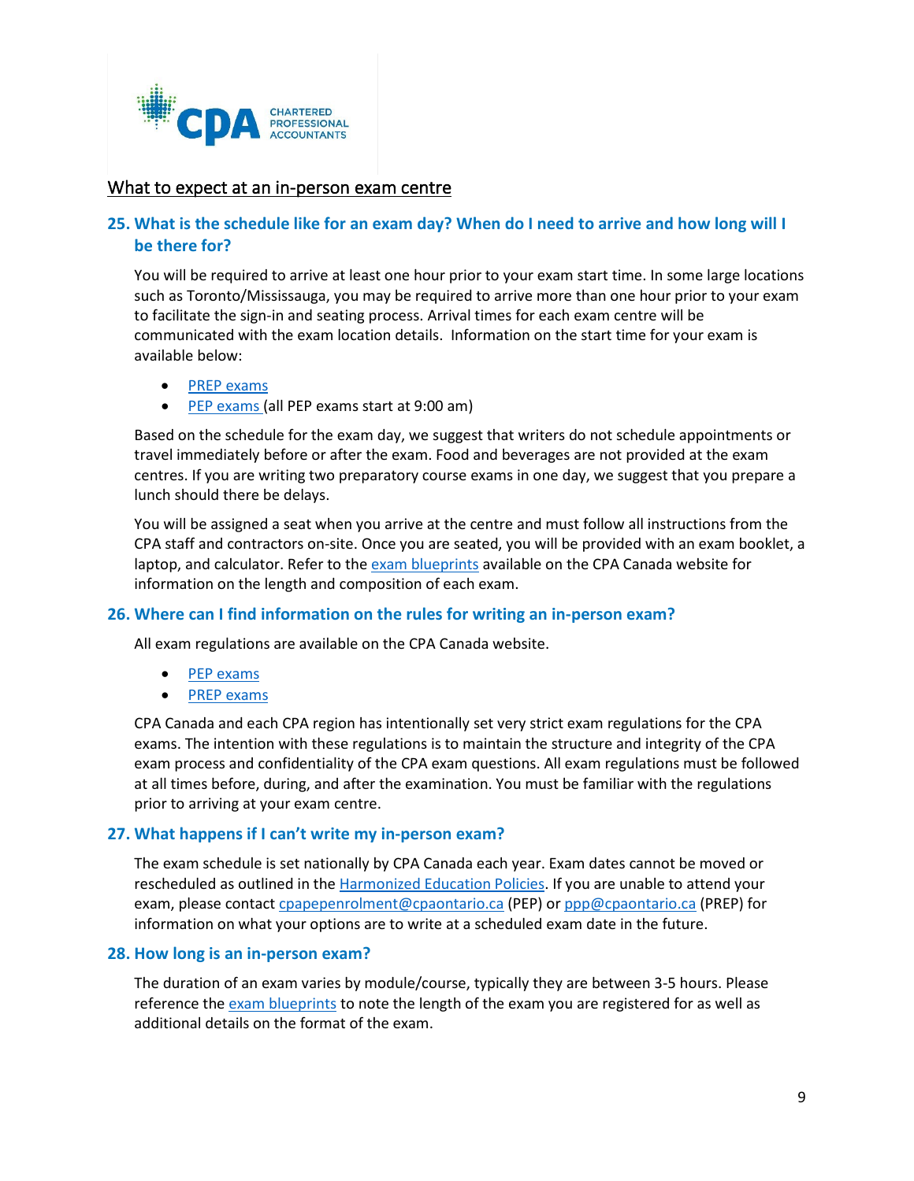## What to expect at an in-person exam centre

### 25. What is the schedule like for an exam day? When do I need to arrive and how long will I be there for?

You will be required to arrive at least one hour prior to your exam start time. In some large locations such as Toronto/Mississauga, you may be required to arrive more than one hour prior to your exam to facilitate the sign-in and seating process. Arrival times for each exam centre will be communicated with the exam location details. Information on the start time for your exam is available below:

- PREP exams
- PEP exams (all PEP exams start at 9:00 am)

Based on the schedule for the exam day, we suggest that writers do not schedule appointments or travel immediately before or after the exam. Food and beverages are not provided at the exam centres. If you are writing two preparatory course exams in one day, we suggest that you prepare a lunch should there be delays.

You will be assigned a seat when you arrive at the centre and must follow all instructions from the CPA staff and contractors on-site. Once you are seated, you will be provided with an exam booklet, a laptop, and calculator. Refer to the exam blueprints available on the CPA Canada website for information on the length and composition of each exam.

### 26. Where can I find information on the rules for writing an in-person exam?

All exam regulations are available on the CPA Canada website.

- PEP exams
- PREP exams

CPA Canada and each CPA region has intentionally set very strict exam regulations for the CPA exams. The intention with these regulations is to maintain the structure and integrity of the CPA exam process and confidentiality of the CPA exam questions. All exam regulations must be followed at all times before, during, and after the examination. You must be familiar with the regulations prior to arriving at your exam centre.

### 27. What happens if I can't write my in-person exam?

The exam schedule is set nationally by CPA Canada each year. Exam dates cannot be moved or rescheduled as outlined in the Harmonized Education Policies. If you are unable to attend your exam, please contact cpapepenrolment@cpaontario.ca (PEP) or ppp@cpaontario.ca (PREP) for information on what your options are to write at a scheduled exam date in the future.

### 28. How long is an in-person exam?

The duration of an exam varies by module/course, typically they are between 3-5 hours. Please reference the exam blueprints to note the length of the exam you are registered for as well as additional details on the format of the exam.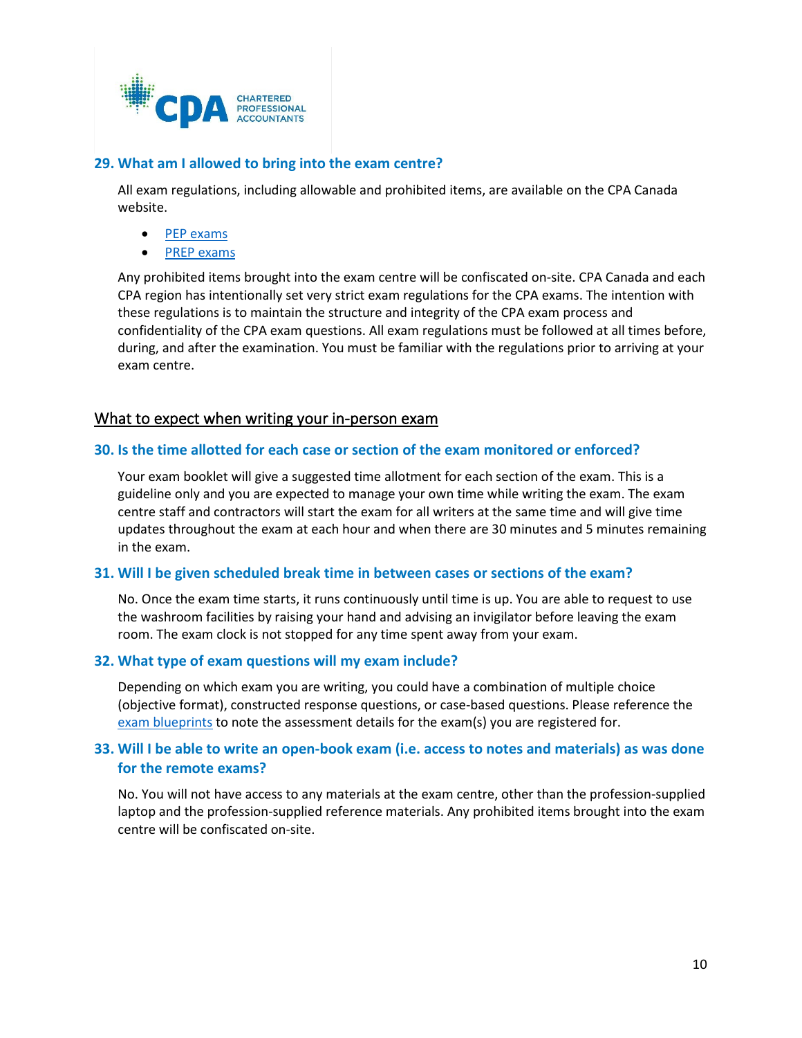### 29. What am I allowed to bring into the exam centre?

All exam regulations, including allowable and prohibited items, are available on the CPA Canada website.

- PEP exams
- PREP exams

Any prohibited items brought into the exam centre will be confiscated on-site. CPA Canada and each CPA region has intentionally set very strict exam regulations for the CPA exams. The intention with these regulations is to maintain the structure and integrity of the CPA exam process and confidentiality of the CPA exam questions. All exam regulations must be followed at all times before, during, and after the examination. You must be familiar with the regulations prior to arriving at your exam centre.

## What to expect when writing your in-person exam

### 30. Is the time allotted for each case or section of the exam monitored or enforced?

Your exam booklet will give a suggested time allotment for each section of the exam. This is a guideline only and you are expected to manage your own time while writing the exam. The exam centre staff and contractors will start the exam for all writers at the same time and will give time updates throughout the exam at each hour and when there are 30 minutes and 5 minutes remaining in the exam.

### 31. Will I be given scheduled break time in between cases or sections of the exam?

No. Once the exam time starts, it runs continuously until time is up. You are able to request to use the washroom facilities by raising your hand and advising an invigilator before leaving the exam room. The exam clock is not stopped for any time spent away from your exam.

### 32. What type of exam questions will my exam include?

Depending on which exam you are writing, you could have a combination of multiple choice (objective format), constructed response questions, or case-based questions. Please reference the exam blueprints to note the assessment details for the exam(s) you are registered for.

### 33. Will I be able to write an open-book exam (i.e. access to notes and materials) as was done for the remote exams?

No. You will not have access to any materials at the exam centre, other than the profession-supplied laptop and the profession-supplied reference materials. Any prohibited items brought into the exam centre will be confiscated on-site.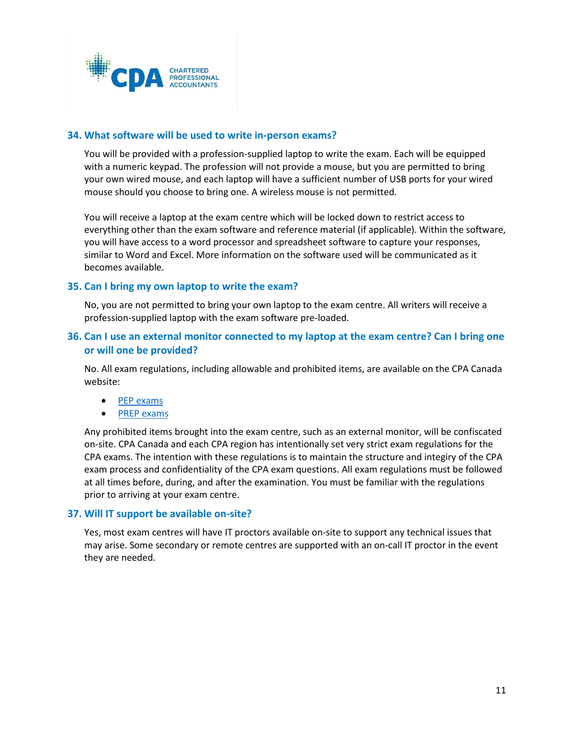### 34. What software will be used to write in-person exams?

You will be provided with a profession-supplied laptop to write the exam. Each will be equipped with a numeric keypad. The profession will not provide a mouse, but you are permitted to bring your own wired mouse, and each laptop will have a sufficient number of USB ports for your wired mouse should you choose to bring one. A wireless mouse is not permitted.

You will receive a laptop at the exam centre which will be locked down to restrict access to everything other than the exam software and reference material (if applicable). Within the software, you will have access to a word processor and spreadsheet software to capture your responses, similar to Word and Excel. More information on the software used will be communicated as it becomes available.

### 35. Can I bring my own laptop to write the exam?

No, you are not permitted to bring your own laptop to the exam centre. All writers will receive a profession-supplied laptop with the exam software pre-loaded.

### 36. Can I use an external monitor connected to my laptop at the exam centre? Can I bring one or will one be provided?

No. All exam regulations, including allowable and prohibited items, are available on the CPA Canada website:

- PEP exams
- PREP exams

Any prohibited items brought into the exam centre, such as an external monitor, will be confiscated on-site. CPA Canada and each CPA region has intentionally set very strict exam regulations for the CPA exams. The intention with these regulations is to maintain the structure and integrity of the CPA exam process and confidentiality of the CPA exam questions. All exam regulations must be followed at all times before, during, and after the examination. You must be familiar with the regulations prior to arriving at your exam centre.

### 37. Will IT support be available on-site?

Yes, most exam centres will have IT proctors available on-site to support any technical issues that may arise. Some secondary or remote centres are supported with an on-call IT proctor in the event they are needed.